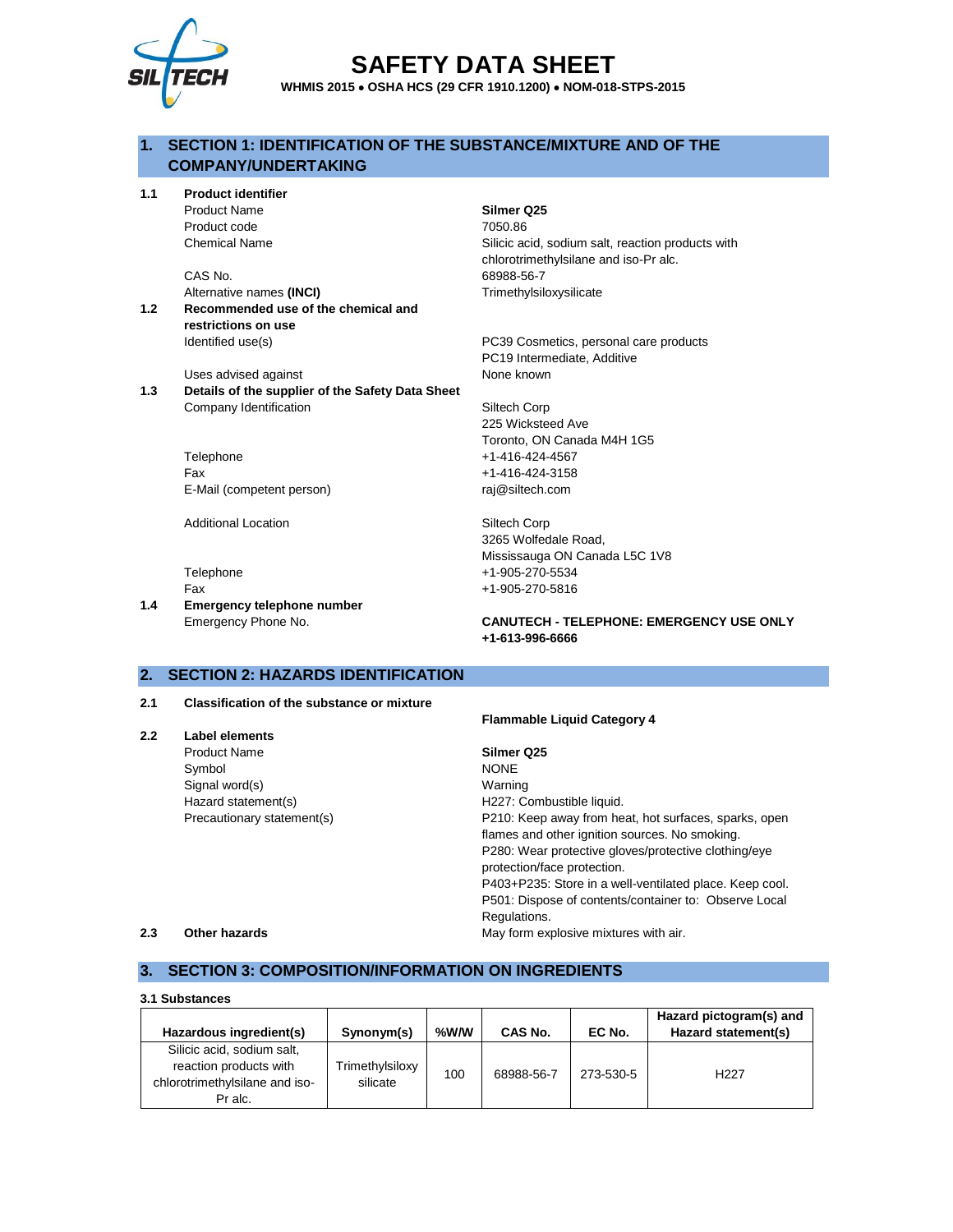# SAFETY DATA SHEET

**WHMIS 2015 • OSHA HCS (29 CFR 1910.1200) • NOM-018-STPS-2015**

## 1. SECTION 1: IDENTIFICATION OF THE SUBSTANCE/MIXTURE AND OF THE COMPANY/UNDERTAKING

**1.1 Product identifier**

| | |
|---|---|
| Product Name | **Silmer Q25** |
| Product code | 7050.86 |
| Chemical Name | Silicic acid, sodium salt, reaction products with chlorotrimethylsilane and iso-Pr alc. |
| CAS No. | 68988-56-7 |
| Alternative names **(INCI)** | Trimethylsiloxysilicate |

**1.2 Recommended use of the chemical and restrictions on use**

| | |
|---|---|
| Identified use(s) | PC39 Cosmetics, personal care products<br>PC19 Intermediate, Additive |
| Uses advised against | None known |

**1.3 Details of the supplier of the Safety Data Sheet**

| | |
|---|---|
| Company Identification | Siltech Corp<br>225 Wicksteed Ave<br>Toronto, ON Canada M4H 1G5 |
| Telephone | +1-416-424-4567 |
| Fax | +1-416-424-3158 |
| E-Mail (competent person) | raj@siltech.com |
| Additional Location | Siltech Corp<br>3265 Wolfedale Road,<br>Mississauga ON Canada L5C 1V8 |
| Telephone | +1-905-270-5534 |
| Fax | +1-905-270-5816 |

**1.4 Emergency telephone number**

| | |
|---|---|
| Emergency Phone No. | **CANUTECH - TELEPHONE: EMERGENCY USE ONLY +1-613-996-6666** |

## 2. SECTION 2: HAZARDS IDENTIFICATION

**2.1 Classification of the substance or mixture**

**Flammable Liquid Category 4**

**2.2 Label elements**

| | |
|---|---|
| Product Name | **Silmer Q25** |
| Symbol | NONE |
| Signal word(s) | Warning |
| Hazard statement(s) | H227: Combustible liquid. |
| Precautionary statement(s) | P210: Keep away from heat, hot surfaces, sparks, open flames and other ignition sources. No smoking.<br>P280: Wear protective gloves/protective clothing/eye protection/face protection.<br>P403+P235: Store in a well-ventilated place. Keep cool.<br>P501: Dispose of contents/container to: Observe Local Regulations. |

**2.3 Other hazards** May form explosive mixtures with air.

## 3. SECTION 3: COMPOSITION/INFORMATION ON INGREDIENTS

**3.1 Substances**

| Hazardous ingredient(s) | Synonym(s) | %W/W | CAS No. | EC No. | Hazard pictogram(s) and Hazard statement(s) |
|---|---|---|---|---|---|
| Silicic acid, sodium salt, reaction products with chlorotrimethylsilane and iso-Pr alc. | Trimethylsiloxy silicate | 100 | 68988-56-7 | 273-530-5 | H227 |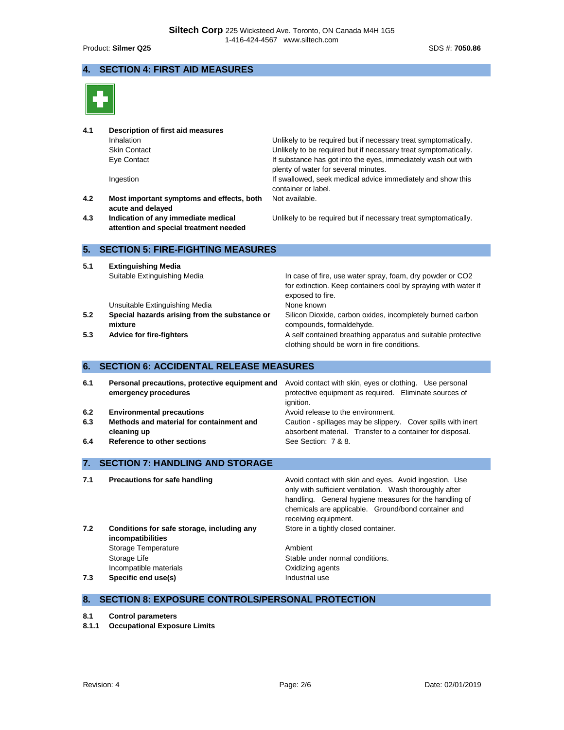## 4. SECTION 4: FIRST AID MEASURES

| | | |
|---|---|---|
| **4.1** | **Description of first aid measures** | |
| | Inhalation | Unlikely to be required but if necessary treat symptomatically. |
| | Skin Contact | Unlikely to be required but if necessary treat symptomatically. |
| | Eye Contact | If substance has got into the eyes, immediately wash out with plenty of water for several minutes. |
| | Ingestion | If swallowed, seek medical advice immediately and show this container or label. |
| **4.2** | **Most important symptoms and effects, both acute and delayed** | Not available. |
| **4.3** | **Indication of any immediate medical attention and special treatment needed** | Unlikely to be required but if necessary treat symptomatically. |

## 5. SECTION 5: FIRE-FIGHTING MEASURES

| | | |
|---|---|---|
| **5.1** | **Extinguishing Media** | |
| | Suitable Extinguishing Media | In case of fire, use water spray, foam, dry powder or CO2 for extinction. Keep containers cool by spraying with water if exposed to fire. |
| | Unsuitable Extinguishing Media | None known |
| **5.2** | **Special hazards arising from the substance or mixture** | Silicon Dioxide, carbon oxides, incompletely burned carbon compounds, formaldehyde. |
| **5.3** | **Advice for fire-fighters** | A self contained breathing apparatus and suitable protective clothing should be worn in fire conditions. |

## 6. SECTION 6: ACCIDENTAL RELEASE MEASURES

| | | |
|---|---|---|
| **6.1** | **Personal precautions, protective equipment and emergency procedures** | Avoid contact with skin, eyes or clothing. Use personal protective equipment as required. Eliminate sources of ignition. |
| **6.2** | **Environmental precautions** | Avoid release to the environment. |
| **6.3** | **Methods and material for containment and cleaning up** | Caution - spillages may be slippery. Cover spills with inert absorbent material. Transfer to a container for disposal. |
| **6.4** | **Reference to other sections** | See Section: 7 & 8. |

## 7. SECTION 7: HANDLING AND STORAGE

| | | |
|---|---|---|
| **7.1** | **Precautions for safe handling** | Avoid contact with skin and eyes. Avoid ingestion. Use only with sufficient ventilation. Wash thoroughly after handling. General hygiene measures for the handling of chemicals are applicable. Ground/bond container and receiving equipment. |
| **7.2** | **Conditions for safe storage, including any incompatibilities** | Store in a tightly closed container. |
| | Storage Temperature | Ambient |
| | Storage Life | Stable under normal conditions. |
| | Incompatible materials | Oxidizing agents |
| **7.3** | **Specific end use(s)** | Industrial use |

## 8. SECTION 8: EXPOSURE CONTROLS/PERSONAL PROTECTION

**8.1 Control parameters**

**8.1.1 Occupational Exposure Limits**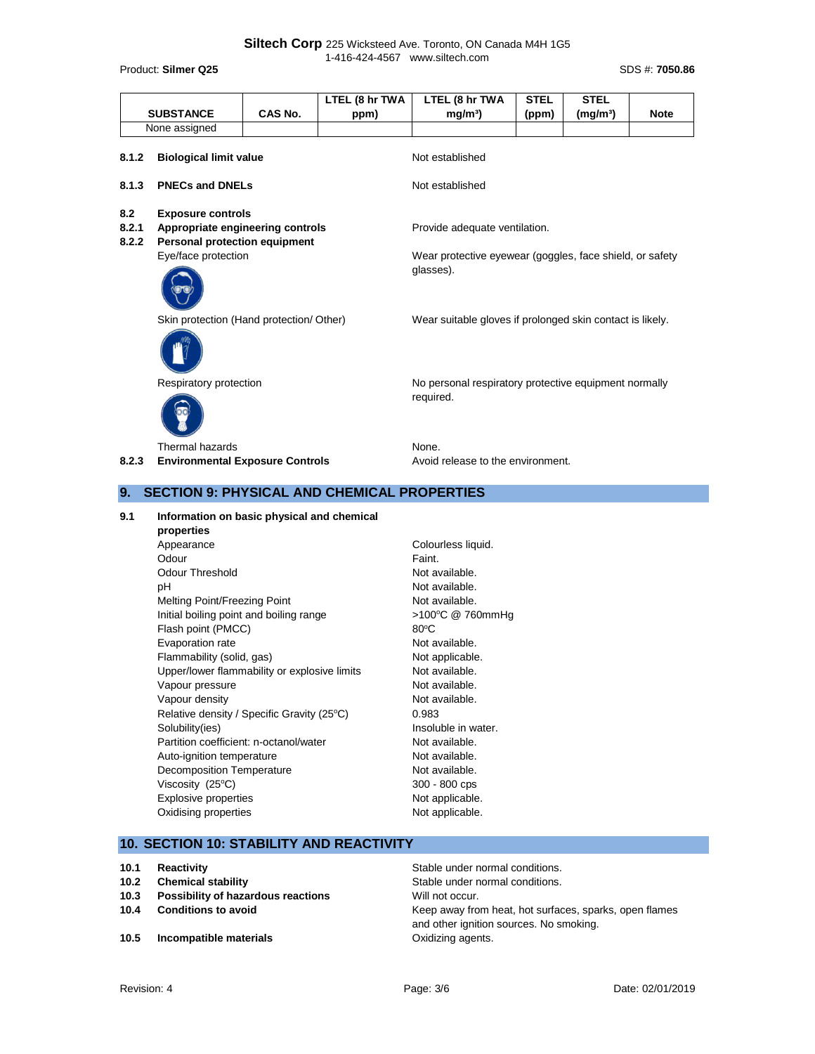| SUBSTANCE | CAS No. | LTEL (8 hr TWA ppm) | LTEL (8 hr TWA mg/m³) | STEL (ppm) | STEL (mg/m³) | Note |
|---|---|---|---|---|---|---|
| None assigned | | | | | | |

**8.1.2 Biological limit value** — Not established

**8.1.3 PNECs and DNELs** — Not established

**8.2 Exposure controls**

**8.2.1 Appropriate engineering controls** — Provide adequate ventilation.

**8.2.2 Personal protection equipment**

Eye/face protection — Wear protective eyewear (goggles, face shield, or safety glasses).

Skin protection (Hand protection/ Other) — Wear suitable gloves if prolonged skin contact is likely.

Respiratory protection — No personal respiratory protective equipment normally required.

Thermal hazards — None.

**8.2.3 Environmental Exposure Controls** — Avoid release to the environment.

## 9. SECTION 9: PHYSICAL AND CHEMICAL PROPERTIES

**9.1 Information on basic physical and chemical properties**

| | |
|---|---|
| Appearance | Colourless liquid. |
| Odour | Faint. |
| Odour Threshold | Not available. |
| pH | Not available. |
| Melting Point/Freezing Point | Not available. |
| Initial boiling point and boiling range | >100°C @ 760mmHg |
| Flash point (PMCC) | 80°C |
| Evaporation rate | Not available. |
| Flammability (solid, gas) | Not applicable. |
| Upper/lower flammability or explosive limits | Not available. |
| Vapour pressure | Not available. |
| Vapour density | Not available. |
| Relative density / Specific Gravity (25°C) | 0.983 |
| Solubility(ies) | Insoluble in water. |
| Partition coefficient: n-octanol/water | Not available. |
| Auto-ignition temperature | Not available. |
| Decomposition Temperature | Not available. |
| Viscosity (25°C) | 300 - 800 cps |
| Explosive properties | Not applicable. |
| Oxidising properties | Not applicable. |

## 10. SECTION 10: STABILITY AND REACTIVITY

**10.1 Reactivity** — Stable under normal conditions.

**10.2 Chemical stability** — Stable under normal conditions.

**10.3 Possibility of hazardous reactions** — Will not occur.

**10.4 Conditions to avoid** — Keep away from heat, hot surfaces, sparks, open flames and other ignition sources. No smoking.

**10.5 Incompatible materials** — Oxidizing agents.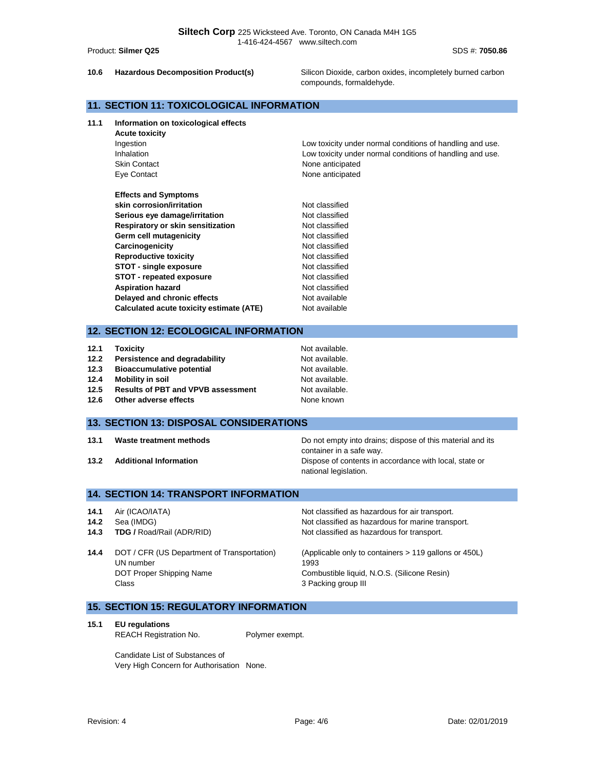| | | |
|---|---|---|
| **10.6** | **Hazardous Decomposition Product(s)** | Silicon Dioxide, carbon oxides, incompletely burned carbon compounds, formaldehyde. |

## 11. SECTION 11: TOXICOLOGICAL INFORMATION

**11.1 Information on toxicological effects**

**Acute toxicity**

| | |
|---|---|
| Ingestion | Low toxicity under normal conditions of handling and use. |
| Inhalation | Low toxicity under normal conditions of handling and use. |
| Skin Contact | None anticipated |
| Eye Contact | None anticipated |

**Effects and Symptoms**

| | |
|---|---|
| **skin corrosion/irritation** | Not classified |
| **Serious eye damage/irritation** | Not classified |
| **Respiratory or skin sensitization** | Not classified |
| **Germ cell mutagenicity** | Not classified |
| **Carcinogenicity** | Not classified |
| **Reproductive toxicity** | Not classified |
| **STOT - single exposure** | Not classified |
| **STOT - repeated exposure** | Not classified |
| **Aspiration hazard** | Not classified |
| **Delayed and chronic effects** | Not available |
| **Calculated acute toxicity estimate (ATE)** | Not available |

## 12. SECTION 12: ECOLOGICAL INFORMATION

| | | |
|---|---|---|
| **12.1** | **Toxicity** | Not available. |
| **12.2** | **Persistence and degradability** | Not available. |
| **12.3** | **Bioaccumulative potential** | Not available. |
| **12.4** | **Mobility in soil** | Not available. |
| **12.5** | **Results of PBT and VPVB assessment** | Not available. |
| **12.6** | **Other adverse effects** | None known |

## 13. SECTION 13: DISPOSAL CONSIDERATIONS

| | | |
|---|---|---|
| **13.1** | **Waste treatment methods** | Do not empty into drains; dispose of this material and its container in a safe way. |
| **13.2** | **Additional Information** | Dispose of contents in accordance with local, state or national legislation. |

## 14. SECTION 14: TRANSPORT INFORMATION

| | | |
|---|---|---|
| **14.1** | Air (ICAO/IATA) | Not classified as hazardous for air transport. |
| **14.2** | Sea (IMDG) | Not classified as hazardous for marine transport. |
| **14.3** | **TDG /** Road/Rail (ADR/RID) | Not classified as hazardous for transport. |
| **14.4** | DOT / CFR (US Department of Transportation) | (Applicable only to containers > 119 gallons or 450L) |
| | UN number | 1993 |
| | DOT Proper Shipping Name | Combustible liquid, N.O.S. (Silicone Resin) |
| | Class | 3 Packing group III |

## 15. SECTION 15: REGULATORY INFORMATION

**15.1 EU regulations**

REACH Registration No. Polymer exempt.

Candidate List of Substances of Very High Concern for Authorisation None.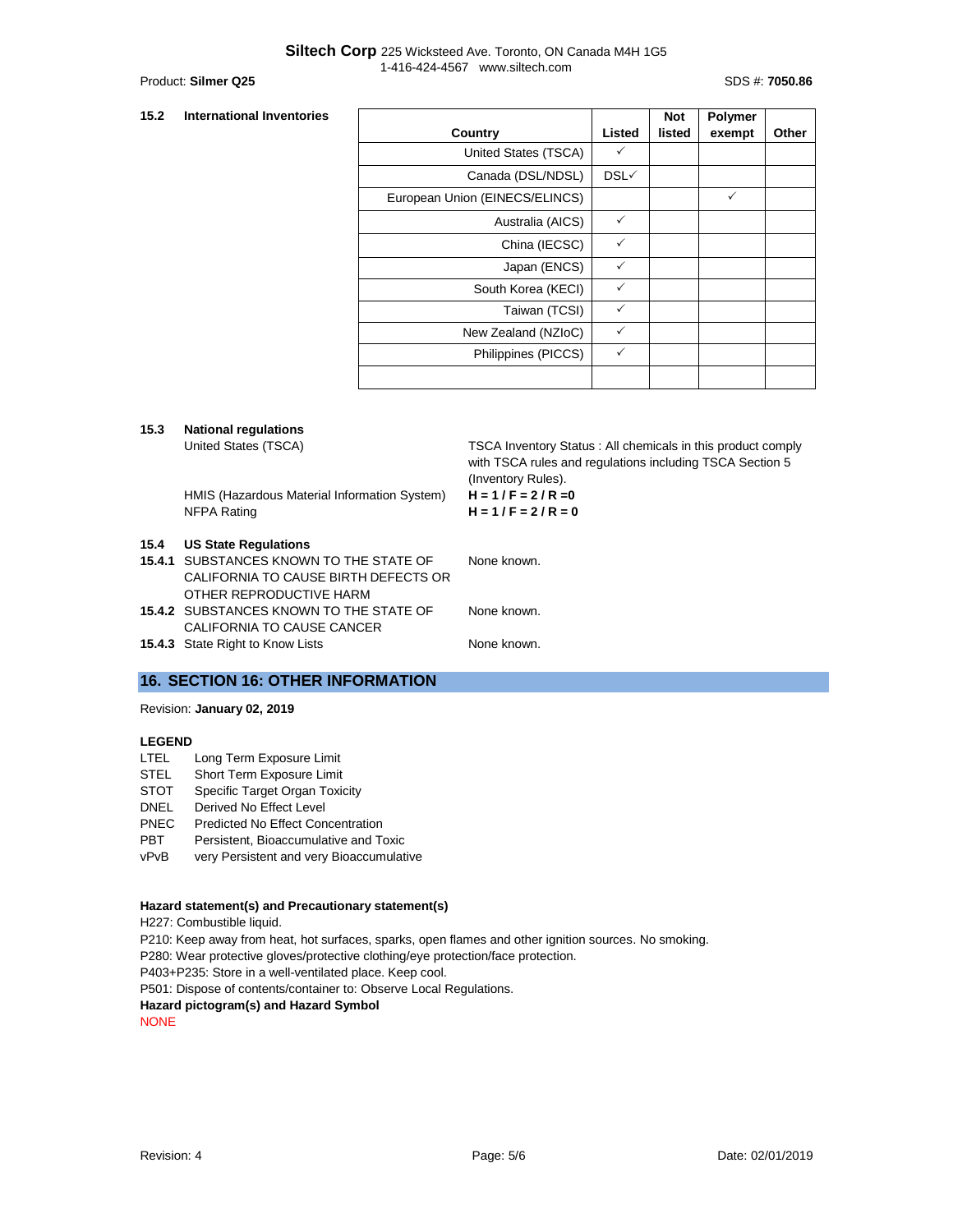**15.2 International Inventories**

| Country | Listed | Not listed | Polymer exempt | Other |
|---|---|---|---|---|
| United States (TSCA) | ✓ | | | |
| Canada (DSL/NDSL) | DSL✓ | | | |
| European Union (EINECS/ELINCS) | | | ✓ | |
| Australia (AICS) | ✓ | | | |
| China (IECSC) | ✓ | | | |
| Japan (ENCS) | ✓ | | | |
| South Korea (KECI) | ✓ | | | |
| Taiwan (TCSI) | ✓ | | | |
| New Zealand (NZIoC) | ✓ | | | |
| Philippines (PICCS) | ✓ | | | |
| | | | | |

**15.3 National regulations**

United States (TSCA) — TSCA Inventory Status : All chemicals in this product comply with TSCA rules and regulations including TSCA Section 5 (Inventory Rules).

HMIS (Hazardous Material Information System) — **H = 1 / F = 2 / R =0**

NFPA Rating — **H = 1 / F = 2 / R = 0**

**15.4 US State Regulations**

**15.4.1** SUBSTANCES KNOWN TO THE STATE OF CALIFORNIA TO CAUSE BIRTH DEFECTS OR OTHER REPRODUCTIVE HARM — None known.

**15.4.2** SUBSTANCES KNOWN TO THE STATE OF CALIFORNIA TO CAUSE CANCER — None known.

**15.4.3** State Right to Know Lists — None known.

## 16. SECTION 16: OTHER INFORMATION

Revision: **January 02, 2019**

**LEGEND**

LTEL Long Term Exposure Limit
STEL Short Term Exposure Limit
STOT Specific Target Organ Toxicity
DNEL Derived No Effect Level
PNEC Predicted No Effect Concentration
PBT Persistent, Bioaccumulative and Toxic
vPvB very Persistent and very Bioaccumulative

**Hazard statement(s) and Precautionary statement(s)**

H227: Combustible liquid.
P210: Keep away from heat, hot surfaces, sparks, open flames and other ignition sources. No smoking.
P280: Wear protective gloves/protective clothing/eye protection/face protection.
P403+P235: Store in a well-ventilated place. Keep cool.
P501: Dispose of contents/container to: Observe Local Regulations.

**Hazard pictogram(s) and Hazard Symbol**

NONE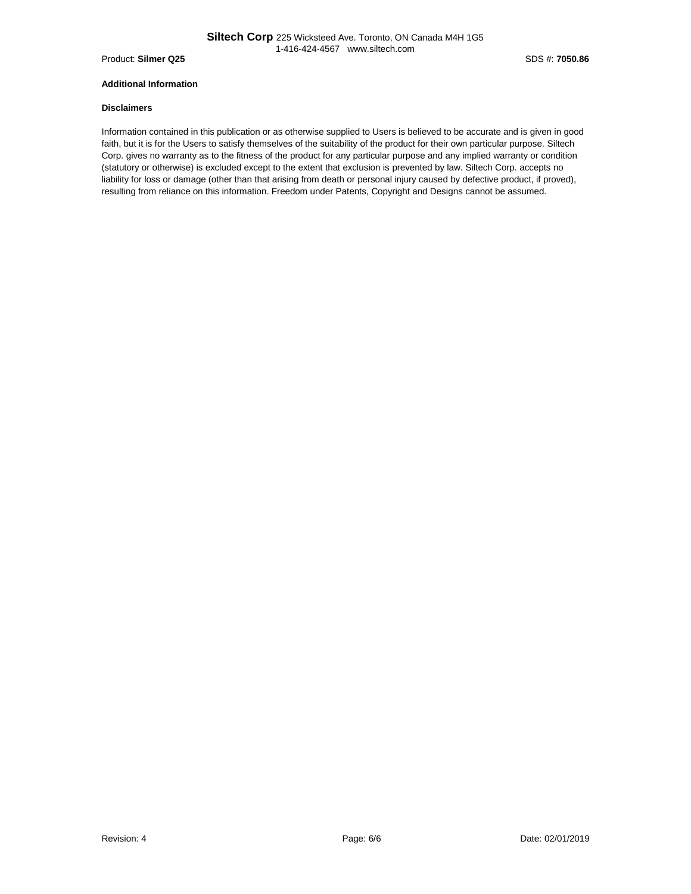**Additional Information**

**Disclaimers**

Information contained in this publication or as otherwise supplied to Users is believed to be accurate and is given in good faith, but it is for the Users to satisfy themselves of the suitability of the product for their own particular purpose. Siltech Corp. gives no warranty as to the fitness of the product for any particular purpose and any implied warranty or condition (statutory or otherwise) is excluded except to the extent that exclusion is prevented by law. Siltech Corp. accepts no liability for loss or damage (other than that arising from death or personal injury caused by defective product, if proved), resulting from reliance on this information. Freedom under Patents, Copyright and Designs cannot be assumed.